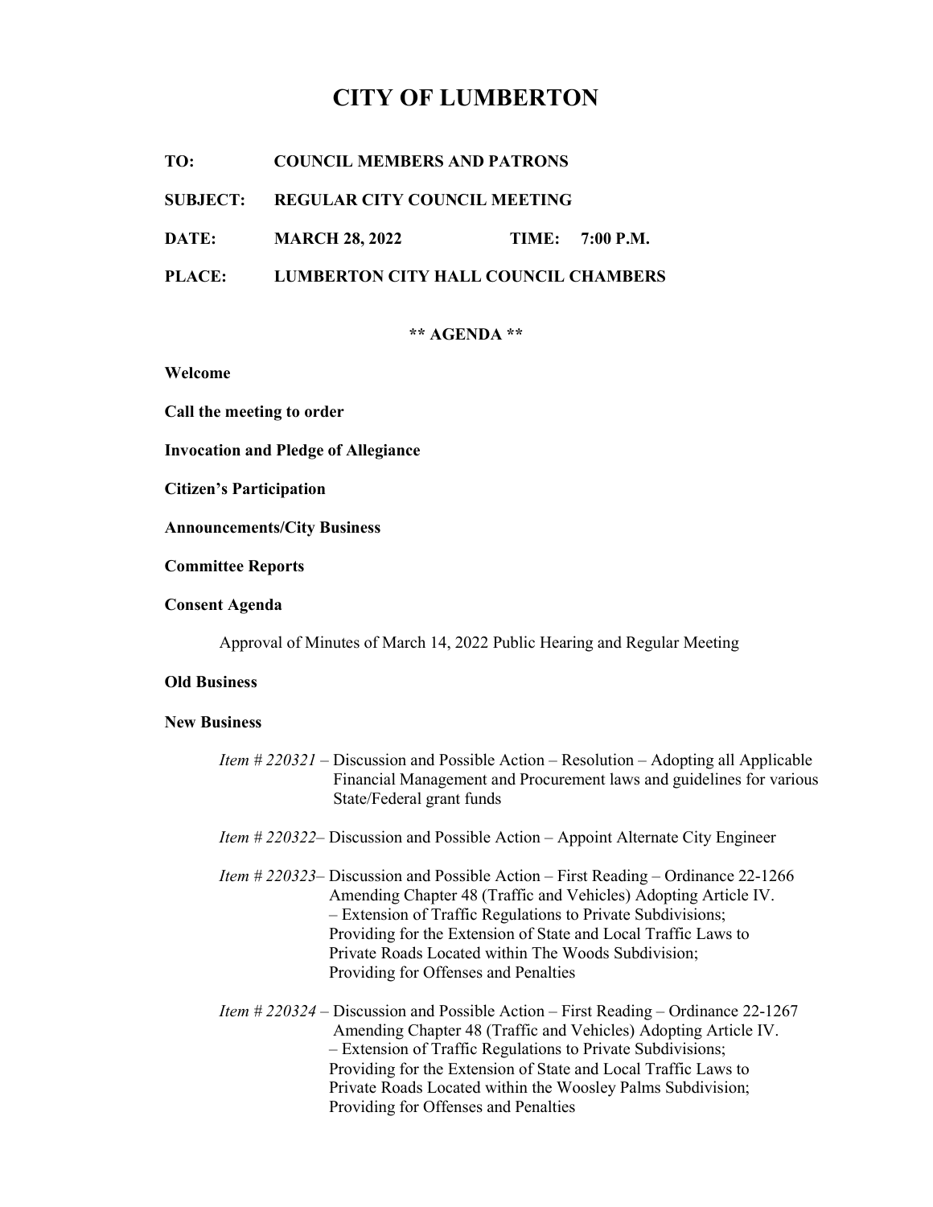# CITY OF LUMBERTON

**TO:** COUNCIL MEMBERS AND PATRONS

**SUBJECT:** REGULAR CITY COUNCIL MEETING

**DATE:** MARCH 28, 2022 **TIME:** 7:00 P.M.

**PLACE:** LUMBERTON CITY HALL COUNCIL CHAMBERS

**** AGENDA ****

**Welcome**

**Call the meeting to order**

**Invocation and Pledge of Allegiance**

**Citizen's Participation**

**Announcements/City Business**

**Committee Reports**

**Consent Agenda**

Approval of Minutes of March 14, 2022 Public Hearing and Regular Meeting

**Old Business**

**New Business**

*Item # 220321* – Discussion and Possible Action – Resolution – Adopting all Applicable Financial Management and Procurement laws and guidelines for various State/Federal grant funds

*Item # 220322*– Discussion and Possible Action – Appoint Alternate City Engineer

*Item # 220323*– Discussion and Possible Action – First Reading – Ordinance 22-1266 Amending Chapter 48 (Traffic and Vehicles) Adopting Article IV. – Extension of Traffic Regulations to Private Subdivisions; Providing for the Extension of State and Local Traffic Laws to Private Roads Located within The Woods Subdivision; Providing for Offenses and Penalties

*Item # 220324* – Discussion and Possible Action – First Reading – Ordinance 22-1267 Amending Chapter 48 (Traffic and Vehicles) Adopting Article IV. – Extension of Traffic Regulations to Private Subdivisions; Providing for the Extension of State and Local Traffic Laws to Private Roads Located within the Woosley Palms Subdivision; Providing for Offenses and Penalties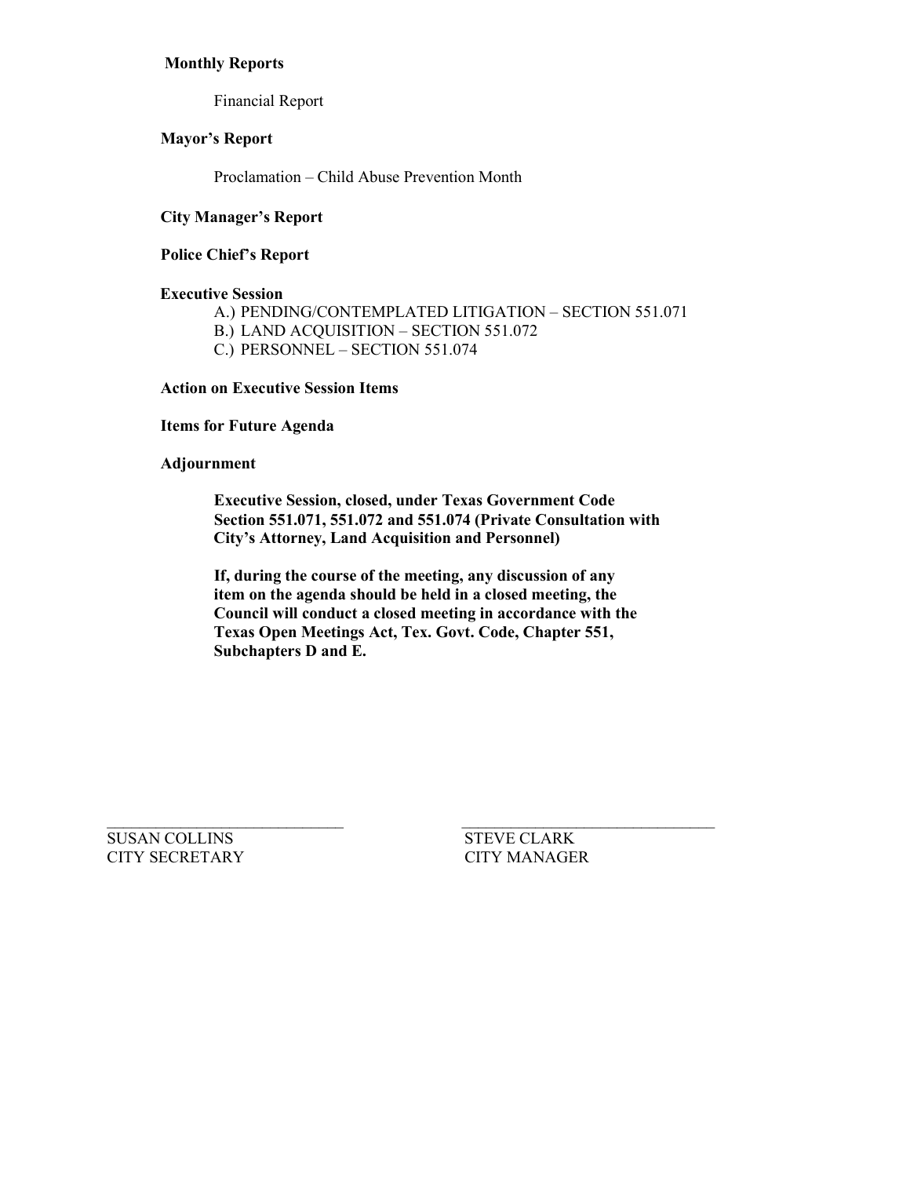**Monthly Reports**

Financial Report

**Mayor's Report**

Proclamation – Child Abuse Prevention Month

**City Manager's Report**

**Police Chief's Report**

**Executive Session**

A.) PENDING/CONTEMPLATED LITIGATION – SECTION 551.071
B.) LAND ACQUISITION – SECTION 551.072
C.) PERSONNEL – SECTION 551.074

**Action on Executive Session Items**

**Items for Future Agenda**

**Adjournment**

**Executive Session, closed, under Texas Government Code Section 551.071, 551.072 and 551.074 (Private Consultation with City's Attorney, Land Acquisition and Personnel)**

**If, during the course of the meeting, any discussion of any item on the agenda should be held in a closed meeting, the Council will conduct a closed meeting in accordance with the Texas Open Meetings Act, Tex. Govt. Code, Chapter 551, Subchapters D and E.**

| | |
|---|---|
| \_\_\_\_\_\_\_\_\_\_\_\_\_\_\_\_\_\_\_\_\_\_\_\_\_\_\_\_\_\_ | \_\_\_\_\_\_\_\_\_\_\_\_\_\_\_\_\_\_\_\_\_\_\_\_\_\_\_\_\_\_ |
| SUSAN COLLINS | STEVE CLARK |
| CITY SECRETARY | CITY MANAGER |